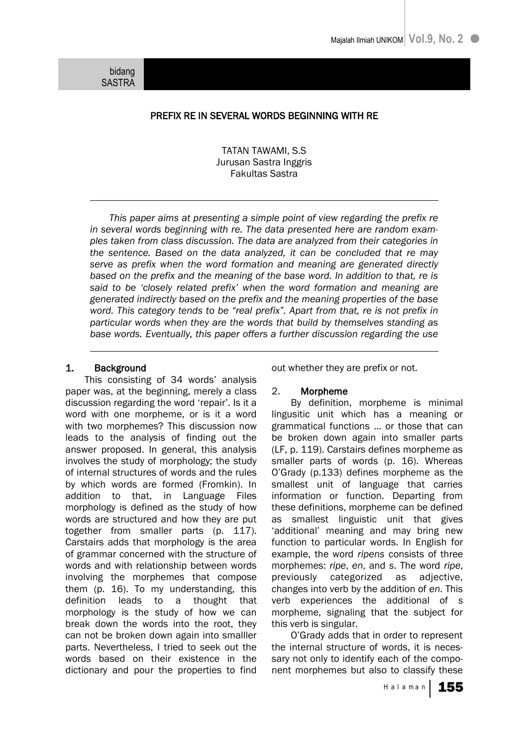bidang SASTRA

# PREFIX RE IN SEVERAL WORDS BEGINNING WITH RE

TATAN TAWAMI, S.S
Jurusan Sastra Inggris
Fakultas Sastra

*This paper aims at presenting a simple point of view regarding the prefix re in several words beginning with re. The data presented here are random examples taken from class discussion. The data are analyzed from their categories in the sentence. Based on the data analyzed, it can be concluded that re may serve as prefix when the word formation and meaning are generated directly based on the prefix and the meaning of the base word. In addition to that, re is said to be 'closely related prefix' when the word formation and meaning are generated indirectly based on the prefix and the meaning properties of the base word. This category tends to be "real prefix". Apart from that, re is not prefix in particular words when they are the words that build by themselves standing as base words. Eventually, this paper offers a further discussion regarding the use*

## 1. Background

This consisting of 34 words' analysis paper was, at the beginning, merely a class discussion regarding the word 'repair'. Is it a word with one morpheme, or is it a word with two morphemes? This discussion now leads to the analysis of finding out the answer proposed. In general, this analysis involves the study of morphology; the study of internal structures of words and the rules by which words are formed (Fromkin). In addition to that, in Language Files morphology is defined as the study of how words are structured and how they are put together from smaller parts (p. 117). Carstairs adds that morphology is the area of grammar concerned with the structure of words and with relationship between words involving the morphemes that compose them (p. 16). To my understanding, this definition leads to a thought that morphology is the study of how we can break down the words into the root, they can not be broken down again into smalller parts. Nevertheless, I tried to seek out the words based on their existence in the dictionary and pour the properties to find out whether they are prefix or not.

## 2. Morpheme

By definition, morpheme is minimal lingusitic unit which has a meaning or grammatical functions ... or those that can be broken down again into smaller parts (LF, p. 119). Carstairs defines morpheme as smaller parts of words (p. 16). Whereas O'Grady (p.133) defines morpheme as the smallest unit of language that carries information or function. Departing from these definitions, morpheme can be defined as smallest linguistic unit that gives 'additional' meaning and may bring new function to particular words. In English for example, the word *ripens* consists of three morphemes: *ripe*, *en*, and *s*. The word *ripe*, previously categorized as adjective, changes into verb by the addition of *en*. This verb experiences the additional of *s* morpheme, signaling that the subject for this verb is singular.

O'Grady adds that in order to represent the internal structure of words, it is necessary not only to identify each of the component morphemes but also to classify these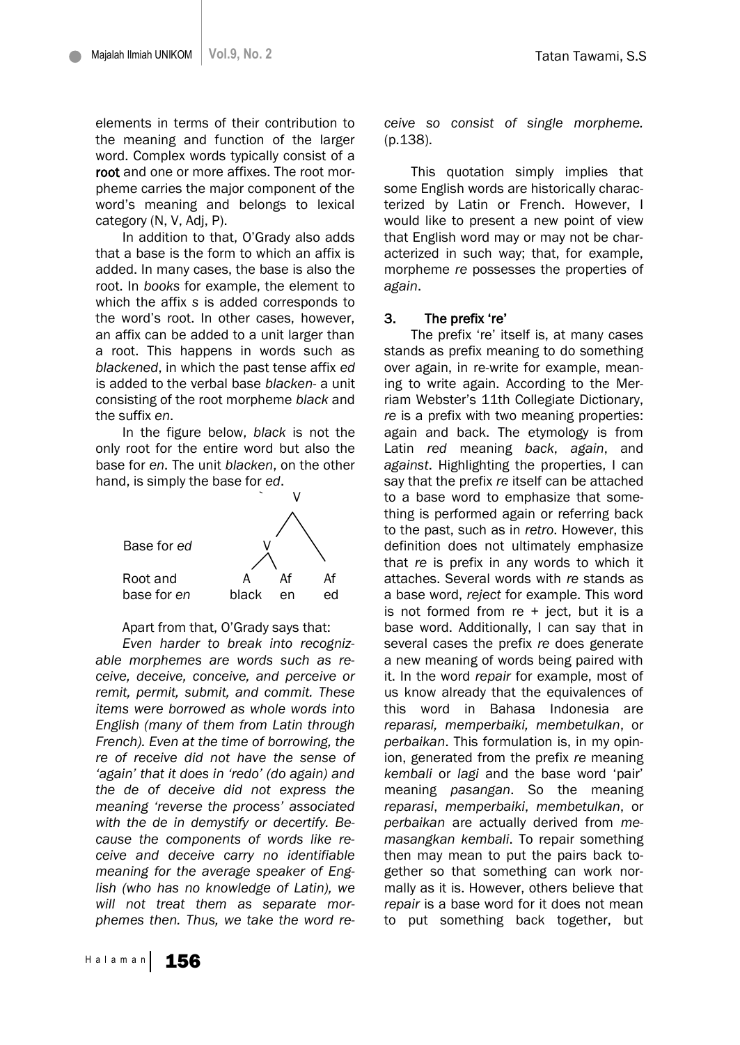elements in terms of their contribution to the meaning and function of the larger word. Complex words typically consist of a **root** and one or more affixes. The root morpheme carries the major component of the word's meaning and belongs to lexical category (N, V, Adj, P).

In addition to that, O'Grady also adds that a base is the form to which an affix is added. In many cases, the base is also the root. In *books* for example, the element to which the affix *s* is added corresponds to the word's root. In other cases, however, an affix can be added to a unit larger than a root. This happens in words such as *blackened*, in which the past tense affix *ed* is added to the verbal base *blacken*- a unit consisting of the root morpheme *black* and the suffix *en*.

In the figure below, *black* is not the only root for the entire word but also the base for *en*. The unit *blacken*, on the other hand, is simply the base for *ed*.

```
                          V
                         / \
Base for ed             V   \
                       / \   \
Root and              A   Af  Af
base for en         black en  ed
```

Apart from that, O'Grady says that:

*Even harder to break into recognizable morphemes are words such as receive, deceive, conceive, and perceive or remit, permit, submit, and commit. These items were borrowed as whole words into English (many of them from Latin through French). Even at the time of borrowing, the re of receive did not have the sense of 'again' that it does in 'redo' (do again) and the de of deceive did not express the meaning 'reverse the process' associated with the de in demystify or decertify. Because the components of words like receive and deceive carry no identifiable meaning for the average speaker of English (who has no knowledge of Latin), we will not treat them as separate morphemes then. Thus, we take the word receive so consist of single morpheme.* (p.138).

This quotation simply implies that some English words are historically characterized by Latin or French. However, I would like to present a new point of view that English word may or may not be characterized in such way; that, for example, morpheme *re* possesses the properties of *again*.

## 3. The prefix 're'

The prefix 're' itself is, at many cases stands as prefix meaning to do something over again, in re-write for example, meaning to write again. According to the Merriam Webster's 11th Collegiate Dictionary, *re* is a prefix with two meaning properties: again and back. The etymology is from Latin *red* meaning *back*, *again*, and *against*. Highlighting the properties, I can say that the prefix *re* itself can be attached to a base word to emphasize that something is performed again or referring back to the past, such as in *retro*. However, this definition does not ultimately emphasize that *re* is prefix in any words to which it attaches. Several words with *re* stands as a base word, *reject* for example. This word is not formed from re + ject, but it is a base word. Additionally, I can say that in several cases the prefix *re* does generate a new meaning of words being paired with it. In the word *repair* for example, most of us know already that the equivalences of this word in Bahasa Indonesia are *reparasi, memperbaiki, membetulkan*, or *perbaikan*. This formulation is, in my opinion, generated from the prefix *re* meaning *kembali* or *lagi* and the base word 'pair' meaning *pasangan*. So the meaning *reparasi*, *memperbaiki*, *membetulkan*, or *perbaikan* are actually derived from *memasangkan kembali*. To repair something then may mean to put the pairs back together so that something can work normally as it is. However, others believe that *repair* is a base word for it does not mean to put something back together, but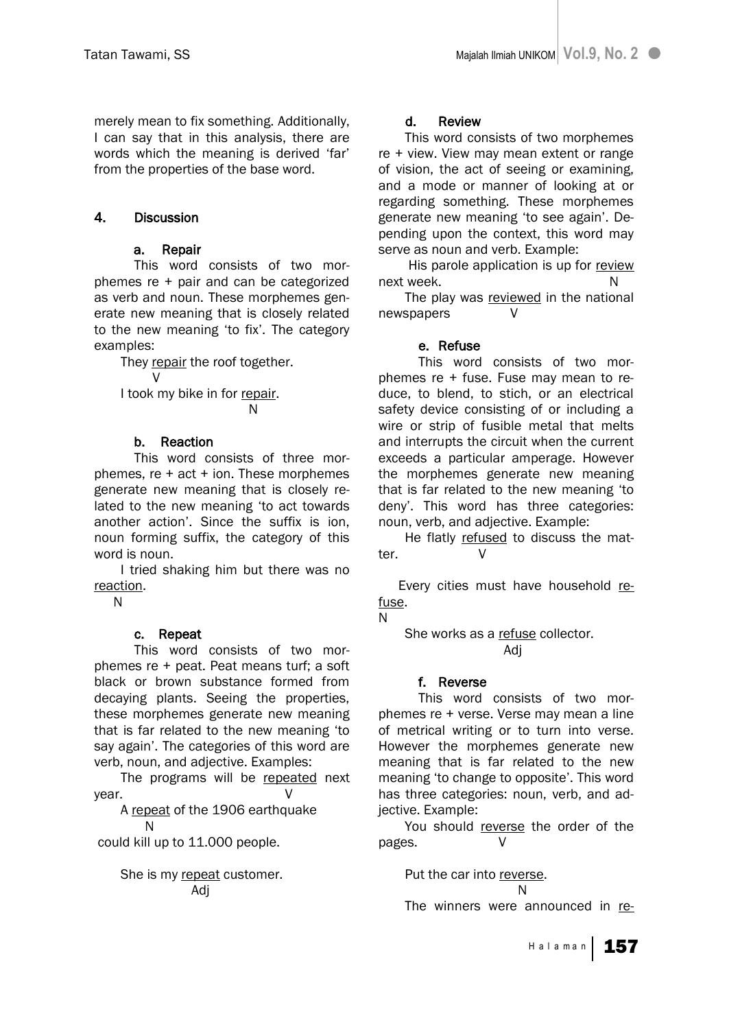merely mean to fix something. Additionally, I can say that in this analysis, there are words which the meaning is derived 'far' from the properties of the base word.

## 4. Discussion

### a. Repair

This word consists of two morphemes re + pair and can be categorized as verb and noun. These morphemes generate new meaning that is closely related to the new meaning 'to fix'. The category examples:

They repair the roof together.
V

I took my bike in for repair.
N

### b. Reaction

This word consists of three morphemes, re + act + ion. These morphemes generate new meaning that is closely related to the new meaning 'to act towards another action'. Since the suffix is ion, noun forming suffix, the category of this word is noun.

I tried shaking him but there was no reaction.
N

### c. Repeat

This word consists of two morphemes re + peat. Peat means turf; a soft black or brown substance formed from decaying plants. Seeing the properties, these morphemes generate new meaning that is far related to the new meaning 'to say again'. The categories of this word are verb, noun, and adjective. Examples:

The programs will be repeated next year. V

A repeat of the 1906 earthquake
N
could kill up to 11.000 people.

She is my repeat customer.
Adj

### d. Review

This word consists of two morphemes re + view. View may mean extent or range of vision, the act of seeing or examining, and a mode or manner of looking at or regarding something. These morphemes generate new meaning 'to see again'. Depending upon the context, this word may serve as noun and verb. Example:

His parole application is up for review next week. N

The play was reviewed in the national newspapers V

### e. Refuse

This word consists of two morphemes re + fuse. Fuse may mean to reduce, to blend, to stich, or an electrical safety device consisting of or including a wire or strip of fusible metal that melts and interrupts the circuit when the current exceeds a particular amperage. However the morphemes generate new meaning that is far related to the new meaning 'to deny'. This word has three categories: noun, verb, and adjective. Example:

He flatly refused to discuss the matter. V

Every cities must have household refuse.
N

She works as a refuse collector.
Adj

### f. Reverse

This word consists of two morphemes re + verse. Verse may mean a line of metrical writing or to turn into verse. However the morphemes generate new meaning that is far related to the new meaning 'to change to opposite'. This word has three categories: noun, verb, and adjective. Example:

You should reverse the order of the pages. V

Put the car into reverse.
N

The winners were announced in re-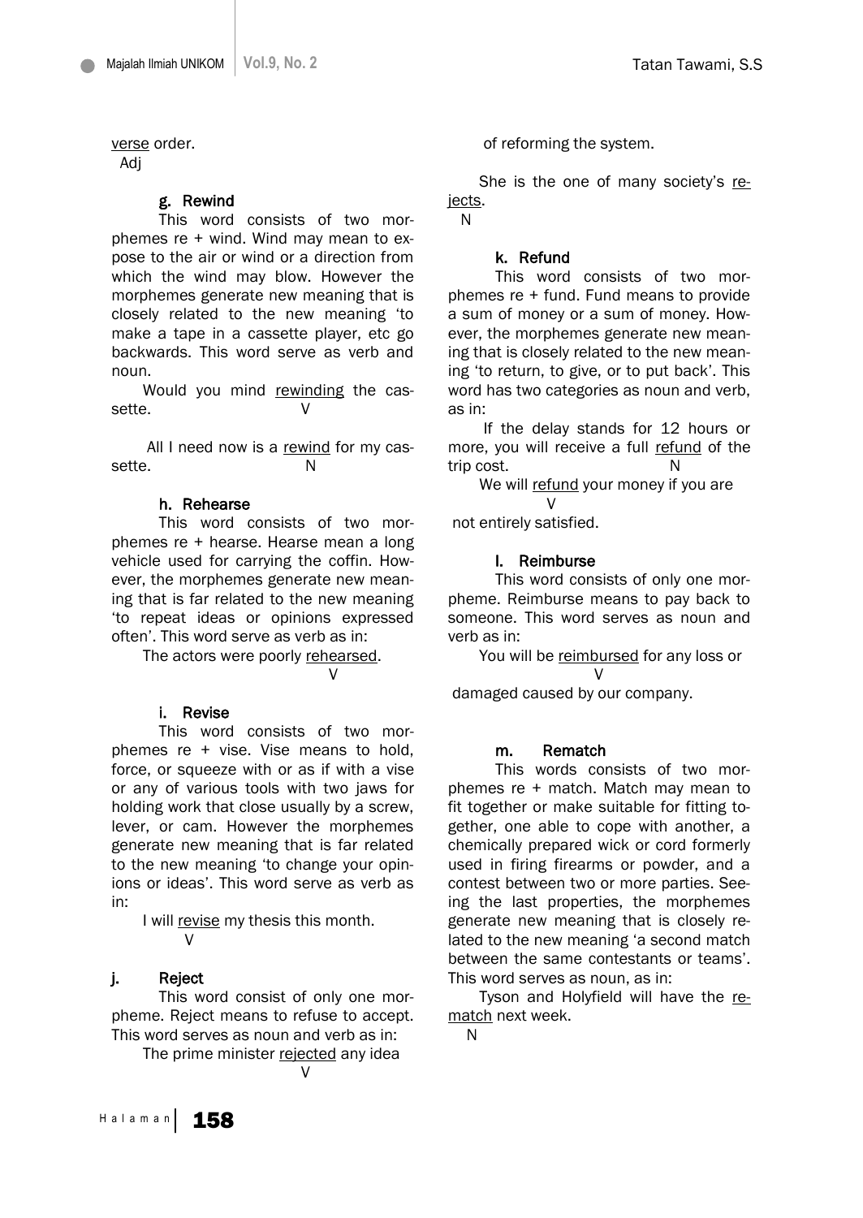verse order.
Adj

#### g. Rewind

This word consists of two morphemes re + wind. Wind may mean to expose to the air or wind or a direction from which the wind may blow. However the morphemes generate new meaning that is closely related to the new meaning 'to make a tape in a cassette player, etc go backwards. This word serve as verb and noun.

Would you mind rewinding the cassette.
V

All I need now is a rewind for my cassette.
N

#### h. Rehearse

This word consists of two morphemes re + hearse. Hearse mean a long vehicle used for carrying the coffin. However, the morphemes generate new meaning that is far related to the new meaning 'to repeat ideas or opinions expressed often'. This word serve as verb as in:

The actors were poorly rehearsed.
V

#### i. Revise

This word consists of two morphemes re + vise. Vise means to hold, force, or squeeze with or as if with a vise or any of various tools with two jaws for holding work that close usually by a screw, lever, or cam. However the morphemes generate new meaning that is far related to the new meaning 'to change your opinions or ideas'. This word serve as verb as in:

I will revise my thesis this month.
V

#### j. Reject

This word consist of only one morpheme. Reject means to refuse to accept. This word serves as noun and verb as in:

The prime minister rejected any idea
V
of reforming the system.

She is the one of many society's rejects.
N

#### k. Refund

This word consists of two morphemes re + fund. Fund means to provide a sum of money or a sum of money. However, the morphemes generate new meaning that is closely related to the new meaning 'to return, to give, or to put back'. This word has two categories as noun and verb, as in:

If the delay stands for 12 hours or more, you will receive a full refund of the trip cost.
N

We will refund your money if you are
V
not entirely satisfied.

#### l. Reimburse

This word consists of only one morpheme. Reimburse means to pay back to someone. This word serves as noun and verb as in:

You will be reimbursed for any loss or
V
damaged caused by our company.

#### m. Rematch

This words consists of two morphemes re + match. Match may mean to fit together or make suitable for fitting together, one able to cope with another, a chemically prepared wick or cord formerly used in firing firearms or powder, and a contest between two or more parties. Seeing the last properties, the morphemes generate new meaning that is closely related to the new meaning 'a second match between the same contestants or teams'. This word serves as noun, as in:

Tyson and Holyfield will have the rematch next week.
N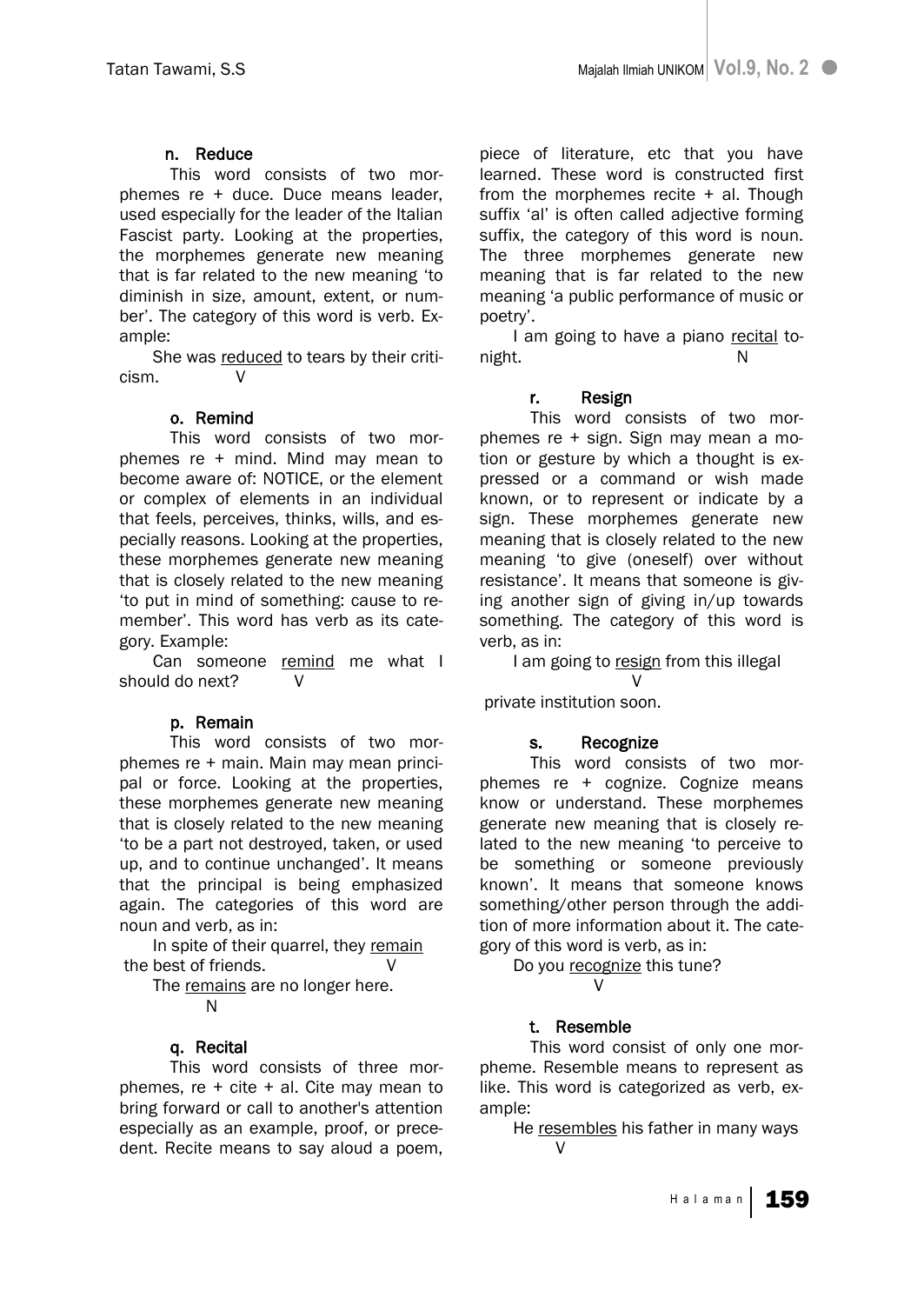#### n. Reduce

This word consists of two morphemes re + duce. Duce means leader, used especially for the leader of the Italian Fascist party. Looking at the properties, the morphemes generate new meaning that is far related to the new meaning 'to diminish in size, amount, extent, or number'. The category of this word is verb. Example:

She was <u>reduced</u> to tears by their criticism. V

#### o. Remind

This word consists of two morphemes re + mind. Mind may mean to become aware of: NOTICE, or the element or complex of elements in an individual that feels, perceives, thinks, wills, and especially reasons. Looking at the properties, these morphemes generate new meaning that is closely related to the new meaning 'to put in mind of something: cause to remember'. This word has verb as its category. Example:

Can someone <u>remind</u> me what I should do next? V

#### p. Remain

This word consists of two morphemes re + main. Main may mean principal or force. Looking at the properties, these morphemes generate new meaning that is closely related to the new meaning 'to be a part not destroyed, taken, or used up, and to continue unchanged'. It means that the principal is being emphasized again. The categories of this word are noun and verb, as in:

In spite of their quarrel, they <u>remain</u> the best of friends. V

The <u>remains</u> are no longer here. N

#### q. Recital

This word consists of three morphemes, re + cite + al. Cite may mean to bring forward or call to another's attention especially as an example, proof, or precedent. Recite means to say aloud a poem, piece of literature, etc that you have learned. These word is constructed first from the morphemes recite + al. Though suffix 'al' is often called adjective forming suffix, the category of this word is noun. The three morphemes generate new meaning that is far related to the new meaning 'a public performance of music or poetry'.

I am going to have a piano <u>recital</u> tonight. N

#### r. Resign

This word consists of two morphemes re + sign. Sign may mean a motion or gesture by which a thought is expressed or a command or wish made known, or to represent or indicate by a sign. These morphemes generate new meaning that is closely related to the new meaning 'to give (oneself) over without resistance'. It means that someone is giving another sign of giving in/up towards something. The category of this word is verb, as in:

I am going to <u>resign</u> from this illegal private institution soon. V

#### s. Recognize

This word consists of two morphemes re + cognize. Cognize means know or understand. These morphemes generate new meaning that is closely related to the new meaning 'to perceive to be something or someone previously known'. It means that someone knows something/other person through the addition of more information about it. The category of this word is verb, as in:

Do you <u>recognize</u> this tune? V

#### t. Resemble

This word consist of only one morpheme. Resemble means to represent as like. This word is categorized as verb, example:

He <u>resembles</u> his father in many ways V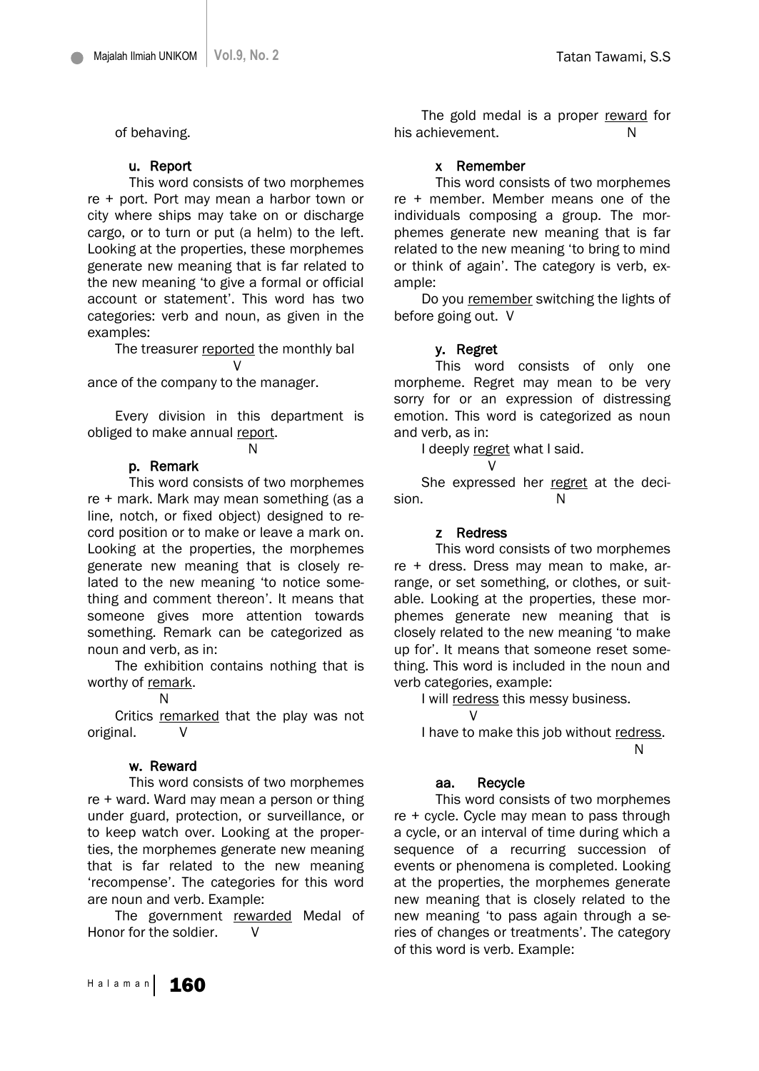of behaving.

#### u. Report

This word consists of two morphemes re + port. Port may mean a harbor town or city where ships may take on or discharge cargo, or to turn or put (a helm) to the left. Looking at the properties, these morphemes generate new meaning that is far related to the new meaning 'to give a formal or official account or statement'. This word has two categories: verb and noun, as given in the examples:

The treasurer reported the monthly balance of the company to the manager. V

Every division in this department is obliged to make annual report. N

#### p. Remark

This word consists of two morphemes re + mark. Mark may mean something (as a line, notch, or fixed object) designed to record position or to make or leave a mark on. Looking at the properties, the morphemes generate new meaning that is closely related to the new meaning 'to notice something and comment thereon'. It means that someone gives more attention towards something. Remark can be categorized as noun and verb, as in:

The exhibition contains nothing that is worthy of remark. N

Critics remarked that the play was not original. V

#### w. Reward

This word consists of two morphemes re + ward. Ward may mean a person or thing under guard, protection, or surveillance, or to keep watch over. Looking at the properties, the morphemes generate new meaning that is far related to the new meaning 'recompense'. The categories for this word are noun and verb. Example:

The government rewarded Medal of Honor for the soldier. V

The gold medal is a proper reward for his achievement. N

#### x Remember

This word consists of two morphemes re + member. Member means one of the individuals composing a group. The morphemes generate new meaning that is far related to the new meaning 'to bring to mind or think of again'. The category is verb, example:

Do you remember switching the lights of before going out. V

#### y. Regret

This word consists of only one morpheme. Regret may mean to be very sorry for or an expression of distressing emotion. This word is categorized as noun and verb, as in:

I deeply regret what I said. V

She expressed her regret at the decision. N

#### z Redress

This word consists of two morphemes re + dress. Dress may mean to make, arrange, or set something, or clothes, or suitable. Looking at the properties, these morphemes generate new meaning that is closely related to the new meaning 'to make up for'. It means that someone reset something. This word is included in the noun and verb categories, example:

I will redress this messy business. V

I have to make this job without redress. N

#### aa. Recycle

This word consists of two morphemes re + cycle. Cycle may mean to pass through a cycle, or an interval of time during which a sequence of a recurring succession of events or phenomena is completed. Looking at the properties, the morphemes generate new meaning that is closely related to the new meaning 'to pass again through a series of changes or treatments'. The category of this word is verb. Example: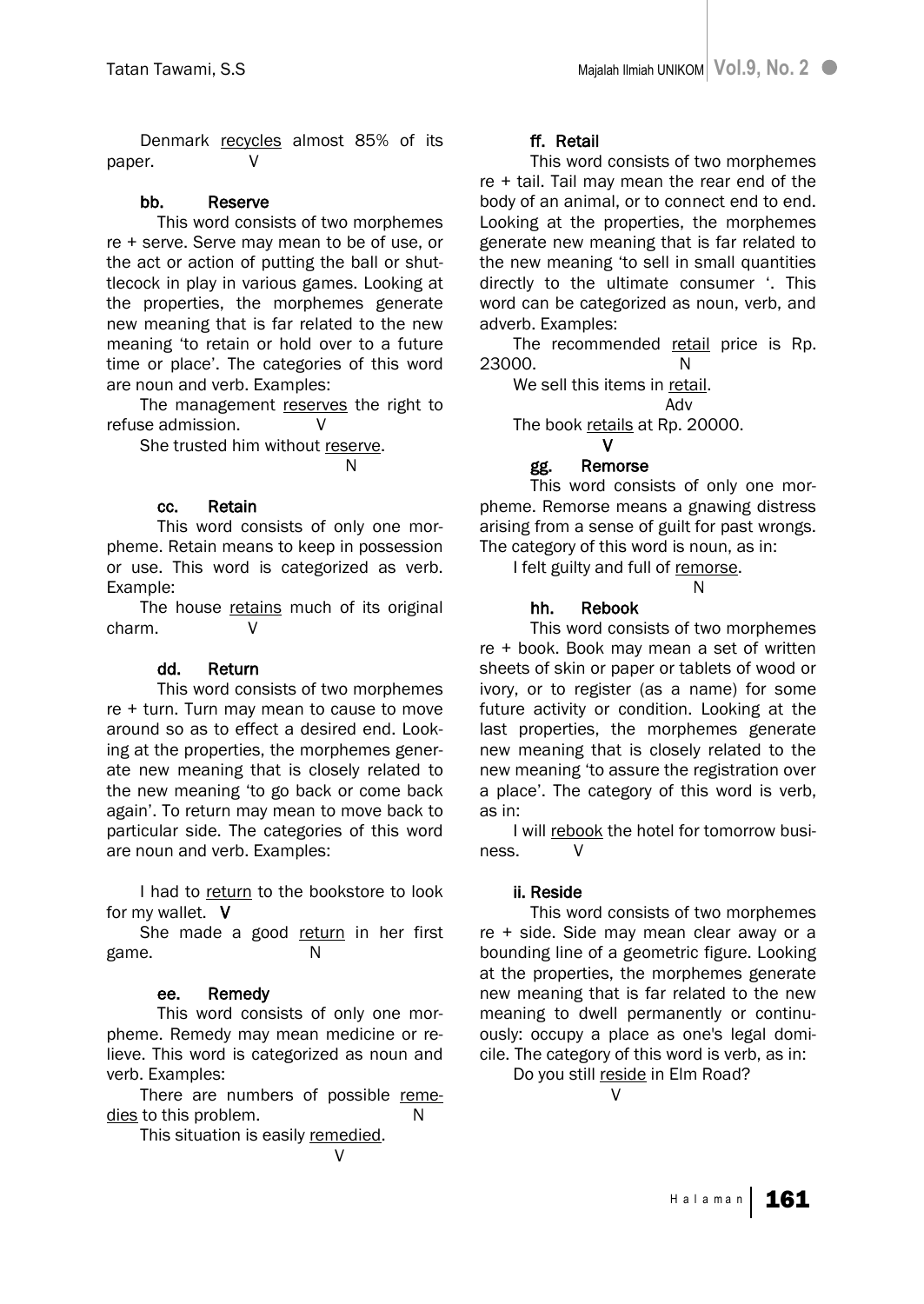Denmark recycles almost 85% of its paper. V

**bb. Reserve**

This word consists of two morphemes re + serve. Serve may mean to be of use, or the act or action of putting the ball or shuttlecock in play in various games. Looking at the properties, the morphemes generate new meaning that is far related to the new meaning 'to retain or hold over to a future time or place'. The categories of this word are noun and verb. Examples:

The management reserves the right to refuse admission. V

She trusted him without reserve. N

**cc. Retain**

This word consists of only one morpheme. Retain means to keep in possession or use. This word is categorized as verb. Example:

The house retains much of its original charm. V

**dd. Return**

This word consists of two morphemes re + turn. Turn may mean to cause to move around so as to effect a desired end. Looking at the properties, the morphemes generate new meaning that is closely related to the new meaning 'to go back or come back again'. To return may mean to move back to particular side. The categories of this word are noun and verb. Examples:

I had to return to the bookstore to look for my wallet. **V**

She made a good return in her first game. N

**ee. Remedy**

This word consists of only one morpheme. Remedy may mean medicine or relieve. This word is categorized as noun and verb. Examples:

There are numbers of possible remedies to this problem. N

This situation is easily remedied. V

**ff. Retail**

This word consists of two morphemes re + tail. Tail may mean the rear end of the body of an animal, or to connect end to end. Looking at the properties, the morphemes generate new meaning that is far related to the new meaning 'to sell in small quantities directly to the ultimate consumer '. This word can be categorized as noun, verb, and adverb. Examples:

The recommended retail price is Rp. 23000. N

We sell this items in retail. Adv

The book retails at Rp. 20000. **V**

**gg. Remorse**

This word consists of only one morpheme. Remorse means a gnawing distress arising from a sense of guilt for past wrongs. The category of this word is noun, as in:

I felt guilty and full of remorse. N

**hh. Rebook**

This word consists of two morphemes re + book. Book may mean a set of written sheets of skin or paper or tablets of wood or ivory, or to register (as a name) for some future activity or condition. Looking at the last properties, the morphemes generate new meaning that is closely related to the new meaning 'to assure the registration over a place'. The category of this word is verb, as in:

I will rebook the hotel for tomorrow business. V

**ii. Reside**

This word consists of two morphemes re + side. Side may mean clear away or a bounding line of a geometric figure. Looking at the properties, the morphemes generate new meaning that is far related to the new meaning to dwell permanently or continuously: occupy a place as one's legal domicile. The category of this word is verb, as in:

Do you still reside in Elm Road? V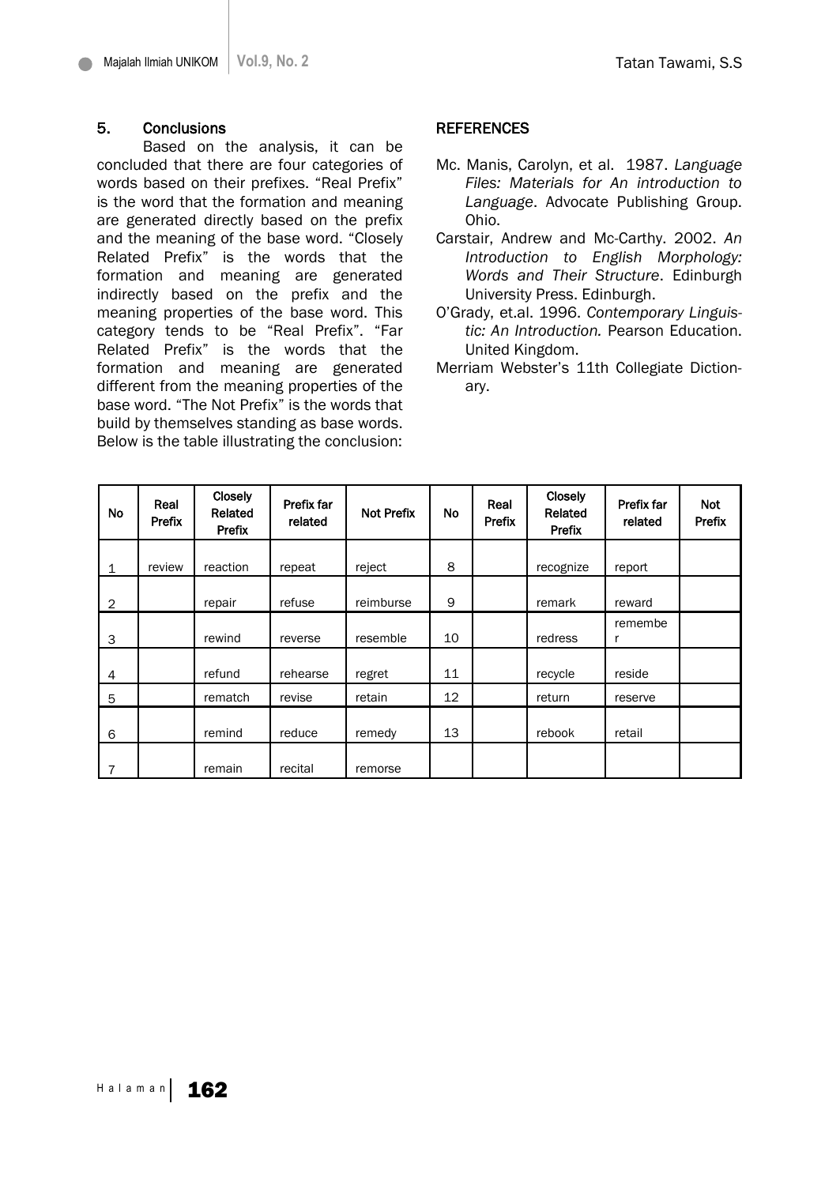## 5. Conclusions

Based on the analysis, it can be concluded that there are four categories of words based on their prefixes. "Real Prefix" is the word that the formation and meaning are generated directly based on the prefix and the meaning of the base word. "Closely Related Prefix" is the words that the formation and meaning are generated indirectly based on the prefix and the meaning properties of the base word. This category tends to be "Real Prefix". "Far Related Prefix" is the words that the formation and meaning are generated different from the meaning properties of the base word. "The Not Prefix" is the words that build by themselves standing as base words. Below is the table illustrating the conclusion:

| No | Real Prefix | Closely Related Prefix | Prefix far related | Not Prefix | No | Real Prefix | Closely Related Prefix | Prefix far related | Not Prefix |
|---|---|---|---|---|---|---|---|---|---|
| 1 | review | reaction | repeat | reject | 8 | | recognize | report | |
| 2 | | repair | refuse | reimburse | 9 | | remark | reward | |
| 3 | | rewind | reverse | resemble | 10 | | redress | remember | |
| 4 | | refund | rehearse | regret | 11 | | recycle | reside | |
| 5 | | rematch | revise | retain | 12 | | return | reserve | |
| 6 | | remind | reduce | remedy | 13 | | rebook | retail | |
| 7 | | remain | recital | remorse | | | | | |

## REFERENCES

Mc. Manis, Carolyn, et al. 1987. *Language Files: Materials for An introduction to Language*. Advocate Publishing Group. Ohio.

Carstair, Andrew and Mc-Carthy. 2002. *An Introduction to English Morphology: Words and Their Structure*. Edinburgh University Press. Edinburgh.

O'Grady, et.al. 1996. *Contemporary Linguistic: An Introduction.* Pearson Education. United Kingdom.

Merriam Webster's 11th Collegiate Dictionary.